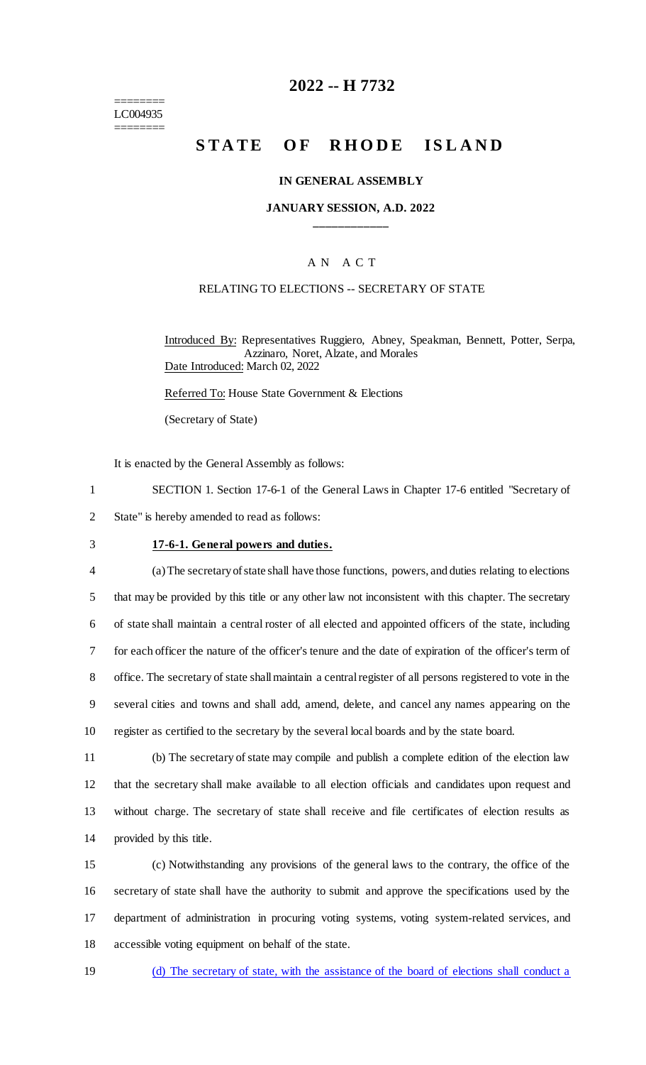========
LC004935
========

# 2022 -- H 7732

# STATE OF RHODE ISLAND

### IN GENERAL ASSEMBLY

### JANUARY SESSION, A.D. 2022

____________

### A N A C T

RELATING TO ELECTIONS -- SECRETARY OF STATE

Introduced By: Representatives Ruggiero, Abney, Speakman, Bennett, Potter, Serpa, Azzinaro, Noret, Alzate, and Morales
Date Introduced: March 02, 2022

Referred To: House State Government & Elections

(Secretary of State)

It is enacted by the General Assembly as follows:

1 SECTION 1. Section 17-6-1 of the General Laws in Chapter 17-6 entitled "Secretary of
2 State" is hereby amended to read as follows:

3 **17-6-1. General powers and duties.**

4 (a) The secretary of state shall have those functions, powers, and duties relating to elections
5 that may be provided by this title or any other law not inconsistent with this chapter. The secretary
6 of state shall maintain a central roster of all elected and appointed officers of the state, including
7 for each officer the nature of the officer's tenure and the date of expiration of the officer's term of
8 office. The secretary of state shall maintain a central register of all persons registered to vote in the
9 several cities and towns and shall add, amend, delete, and cancel any names appearing on the
10 register as certified to the secretary by the several local boards and by the state board.

11 (b) The secretary of state may compile and publish a complete edition of the election law
12 that the secretary shall make available to all election officials and candidates upon request and
13 without charge. The secretary of state shall receive and file certificates of election results as
14 provided by this title.

15 (c) Notwithstanding any provisions of the general laws to the contrary, the office of the
16 secretary of state shall have the authority to submit and approve the specifications used by the
17 department of administration in procuring voting systems, voting system-related services, and
18 accessible voting equipment on behalf of the state.

19 (d) The secretary of state, with the assistance of the board of elections shall conduct a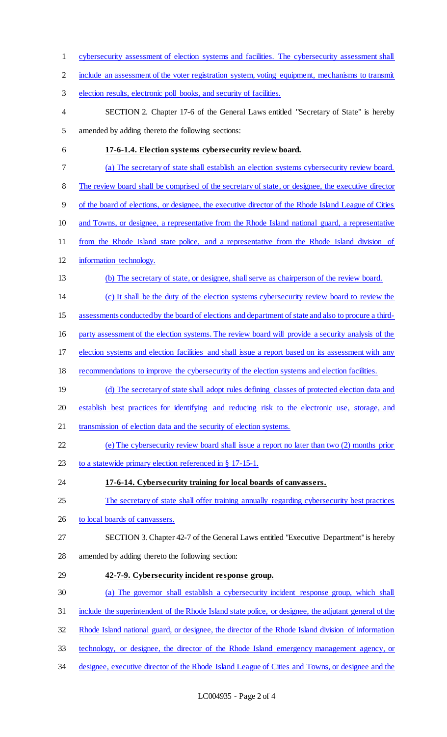cybersecurity assessment of election systems and facilities. The cybersecurity assessment shall include an assessment of the voter registration system, voting equipment, mechanisms to transmit election results, electronic poll books, and security of facilities.

SECTION 2. Chapter 17-6 of the General Laws entitled "Secretary of State" is hereby amended by adding thereto the following sections:

**17-6-1.4. Election systems cybersecurity review board.**

(a) The secretary of state shall establish an election systems cybersecurity review board. The review board shall be comprised of the secretary of state, or designee, the executive director of the board of elections, or designee, the executive director of the Rhode Island League of Cities and Towns, or designee, a representative from the Rhode Island national guard, a representative from the Rhode Island state police, and a representative from the Rhode Island division of information technology.

(b) The secretary of state, or designee, shall serve as chairperson of the review board.

(c) It shall be the duty of the election systems cybersecurity review board to review the assessments conducted by the board of elections and department of state and also to procure a third-party assessment of the election systems. The review board will provide a security analysis of the election systems and election facilities and shall issue a report based on its assessment with any recommendations to improve the cybersecurity of the election systems and election facilities.

(d) The secretary of state shall adopt rules defining classes of protected election data and establish best practices for identifying and reducing risk to the electronic use, storage, and transmission of election data and the security of election systems.

(e) The cybersecurity review board shall issue a report no later than two (2) months prior to a statewide primary election referenced in § 17-15-1.

**17-6-14. Cybersecurity training for local boards of canvassers.**

The secretary of state shall offer training annually regarding cybersecurity best practices to local boards of canvassers.

SECTION 3. Chapter 42-7 of the General Laws entitled "Executive Department" is hereby amended by adding thereto the following section:

**42-7-9. Cybersecurity incident response group.**

(a) The governor shall establish a cybersecurity incident response group, which shall include the superintendent of the Rhode Island state police, or designee, the adjutant general of the Rhode Island national guard, or designee, the director of the Rhode Island division of information technology, or designee, the director of the Rhode Island emergency management agency, or designee, executive director of the Rhode Island League of Cities and Towns, or designee and the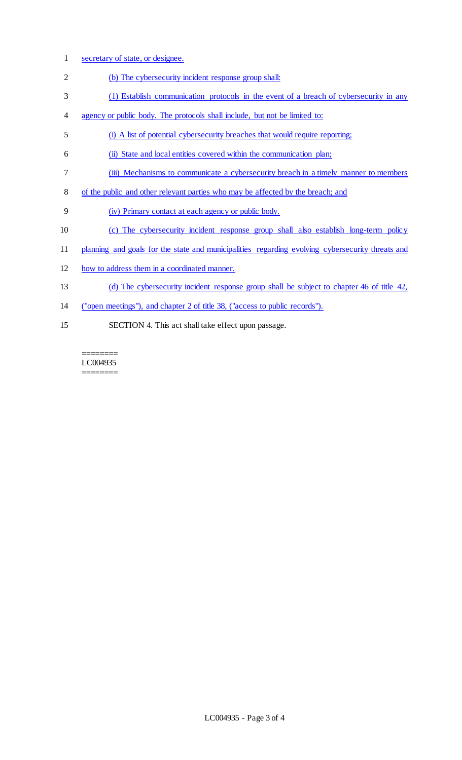secretary of state, or designee.

(b) The cybersecurity incident response group shall:

(1) Establish communication protocols in the event of a breach of cybersecurity in any agency or public body. The protocols shall include, but not be limited to:

(i) A list of potential cybersecurity breaches that would require reporting;

(ii) State and local entities covered within the communication plan;

(iii) Mechanisms to communicate a cybersecurity breach in a timely manner to members of the public and other relevant parties who may be affected by the breach; and

(iv) Primary contact at each agency or public body.

(c) The cybersecurity incident response group shall also establish long-term policy planning and goals for the state and municipalities regarding evolving cybersecurity threats and how to address them in a coordinated manner.

(d) The cybersecurity incident response group shall be subject to chapter 46 of title 42, ("open meetings"), and chapter 2 of title 38, ("access to public records").

SECTION 4. This act shall take effect upon passage.

========
LC004935
========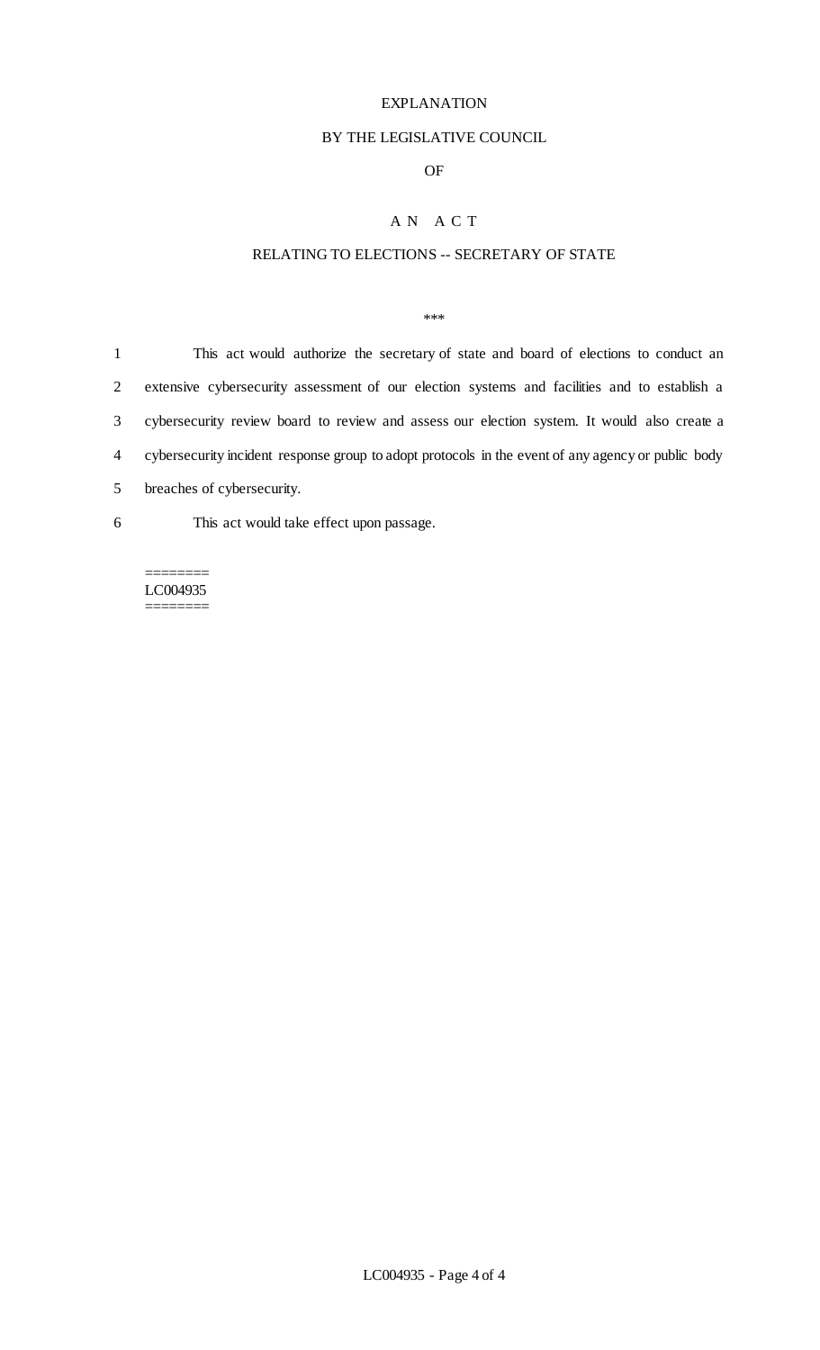EXPLANATION

BY THE LEGISLATIVE COUNCIL

OF

A N A C T

RELATING TO ELECTIONS -- SECRETARY OF STATE

***

This act would authorize the secretary of state and board of elections to conduct an extensive cybersecurity assessment of our election systems and facilities and to establish a cybersecurity review board to review and assess our election system. It would also create a cybersecurity incident response group to adopt protocols in the event of any agency or public body breaches of cybersecurity.

This act would take effect upon passage.

========
LC004935
========